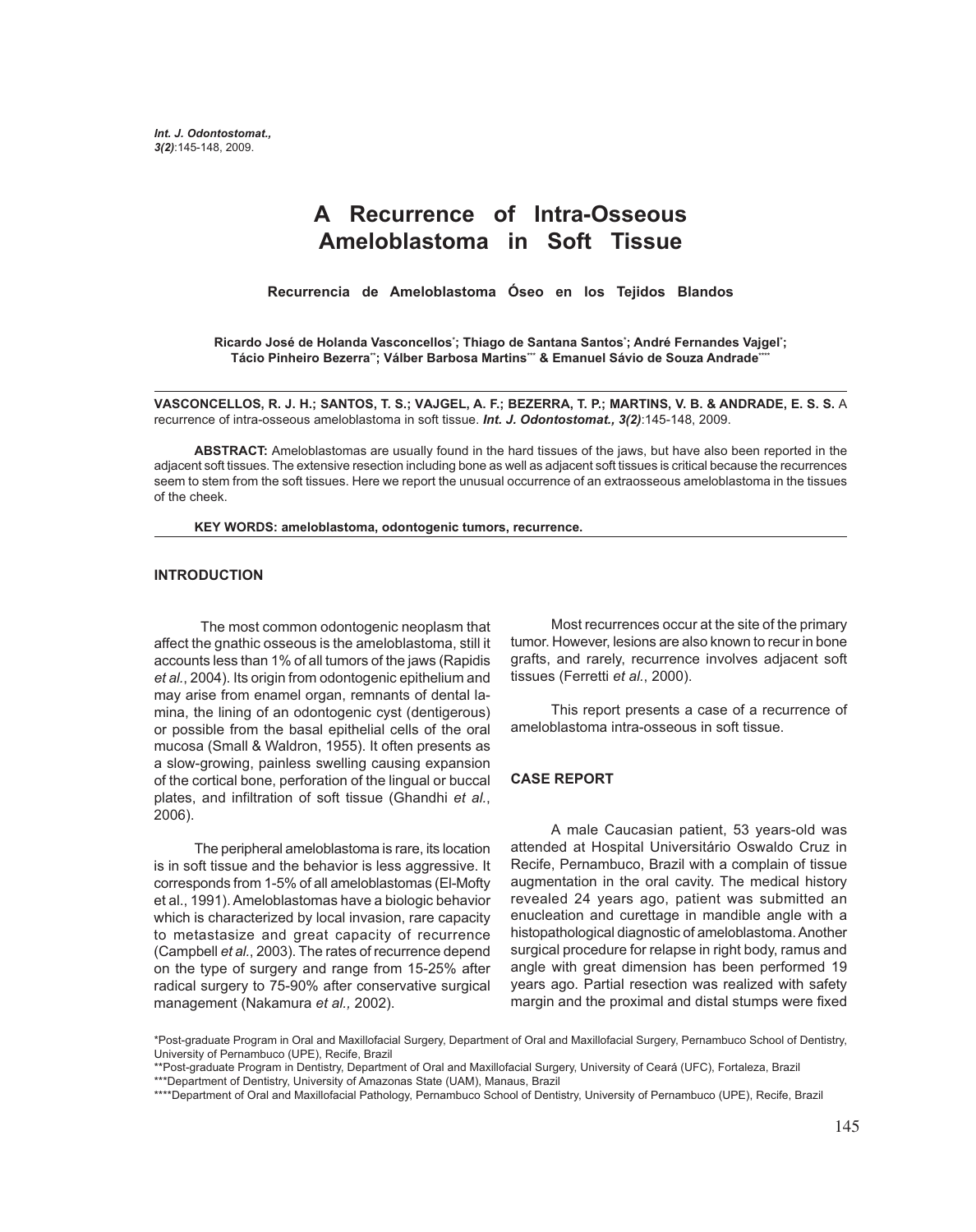# A Recurrence of Intra-Osseous Ameloblastoma in Soft Tissue

**Recurrencia de Ameloblastoma Óseo en los Tejidos Blandos**

**Ricardo José de Holanda Vasconcellos*; Thiago de Santana Santos*; André Fernandes Vajgel*; Tácio Pinheiro Bezerra**; Válber Barbosa Martins*** & Emanuel Sávio de Souza Andrade****;**

**VASCONCELLOS, R. J. H.; SANTOS, T. S.; VAJGEL, A. F.; BEZERRA, T. P.; MARTINS, V. B. & ANDRADE, E. S. S.** A recurrence of intra-osseous ameloblastoma in soft tissue. ***Int. J. Odontostomat., 3(2)***:145-148, 2009.

**ABSTRACT:** Ameloblastomas are usually found in the hard tissues of the jaws, but have also been reported in the adjacent soft tissues. The extensive resection including bone as well as adjacent soft tissues is critical because the recurrences seem to stem from the soft tissues. Here we report the unusual occurrence of an extraosseous ameloblastoma in the tissues of the cheek.

**KEY WORDS: ameloblastoma, odontogenic tumors, recurrence.**

## INTRODUCTION

The most common odontogenic neoplasm that affect the gnathic osseous is the ameloblastoma, still it accounts less than 1% of all tumors of the jaws (Rapidis *et al.*, 2004). Its origin from odontogenic epithelium and may arise from enamel organ, remnants of dental lamina, the lining of an odontogenic cyst (dentigerous) or possible from the basal epithelial cells of the oral mucosa (Small & Waldron, 1955). It often presents as a slow-growing, painless swelling causing expansion of the cortical bone, perforation of the lingual or buccal plates, and infiltration of soft tissue (Ghandhi *et al.*, 2006).

The peripheral ameloblastoma is rare, its location is in soft tissue and the behavior is less aggressive. It corresponds from 1-5% of all ameloblastomas (El-Mofty et al., 1991). Ameloblastomas have a biologic behavior which is characterized by local invasion, rare capacity to metastasize and great capacity of recurrence (Campbell *et al.*, 2003). The rates of recurrence depend on the type of surgery and range from 15-25% after radical surgery to 75-90% after conservative surgical management (Nakamura *et al.,* 2002).

Most recurrences occur at the site of the primary tumor. However, lesions are also known to recur in bone grafts, and rarely, recurrence involves adjacent soft tissues (Ferretti *et al.*, 2000).

This report presents a case of a recurrence of ameloblastoma intra-osseous in soft tissue.

## CASE REPORT

A male Caucasian patient, 53 years-old was attended at Hospital Universitário Oswaldo Cruz in Recife, Pernambuco, Brazil with a complain of tissue augmentation in the oral cavity. The medical history revealed 24 years ago, patient was submitted an enucleation and curettage in mandible angle with a histopathological diagnostic of ameloblastoma. Another surgical procedure for relapse in right body, ramus and angle with great dimension has been performed 19 years ago. Partial resection was realized with safety margin and the proximal and distal stumps were fixed

*Post-graduate Program in Oral and Maxillofacial Surgery, Department of Oral and Maxillofacial Surgery, Pernambuco School of Dentistry, University of Pernambuco (UPE), Recife, Brazil

**Post-graduate Program in Dentistry, Department of Oral and Maxillofacial Surgery, University of Ceará (UFC), Fortaleza, Brazil

***Department of Dentistry, University of Amazonas State (UAM), Manaus, Brazil

****Department of Oral and Maxillofacial Pathology, Pernambuco School of Dentistry, University of Pernambuco (UPE), Recife, Brazil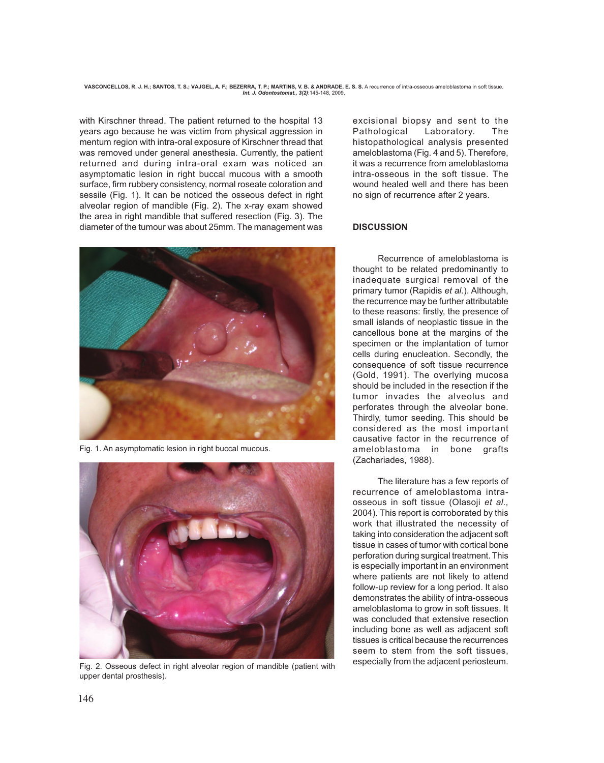with Kirschner thread. The patient returned to the hospital 13 years ago because he was victim from physical aggression in mentum region with intra-oral exposure of Kirschner thread that was removed under general anesthesia. Currently, the patient returned and during intra-oral exam was noticed an asymptomatic lesion in right buccal mucous with a smooth surface, firm rubbery consistency, normal roseate coloration and sessile (Fig. 1). It can be noticed the osseous defect in right alveolar region of mandible (Fig. 2). The x-ray exam showed the area in right mandible that suffered resection (Fig. 3). The diameter of the tumour was about 25mm. The management was

Fig. 1. An asymptomatic lesion in right buccal mucous.

Fig. 2. Osseous defect in right alveolar region of mandible (patient with upper dental prosthesis).

excisional biopsy and sent to the Pathological Laboratory. The histopathological analysis presented ameloblastoma (Fig. 4 and 5). Therefore, it was a recurrence from ameloblastoma intra-osseous in the soft tissue. The wound healed well and there has been no sign of recurrence after 2 years.

## DISCUSSION

Recurrence of ameloblastoma is thought to be related predominantly to inadequate surgical removal of the primary tumor (Rapidis *et al.*). Although, the recurrence may be further attributable to these reasons: firstly, the presence of small islands of neoplastic tissue in the cancellous bone at the margins of the specimen or the implantation of tumor cells during enucleation. Secondly, the consequence of soft tissue recurrence (Gold, 1991). The overlying mucosa should be included in the resection if the tumor invades the alveolus and perforates through the alveolar bone. Thirdly, tumor seeding. This should be considered as the most important causative factor in the recurrence of ameloblastoma in bone grafts (Zachariades, 1988).

The literature has a few reports of recurrence of ameloblastoma intra-osseous in soft tissue (Olasoji *et al.,* 2004). This report is corroborated by this work that illustrated the necessity of taking into consideration the adjacent soft tissue in cases of tumor with cortical bone perforation during surgical treatment. This is especially important in an environment where patients are not likely to attend follow-up review for a long period. It also demonstrates the ability of intra-osseous ameloblastoma to grow in soft tissues. It was concluded that extensive resection including bone as well as adjacent soft tissues is critical because the recurrences seem to stem from the soft tissues, especially from the adjacent periosteum.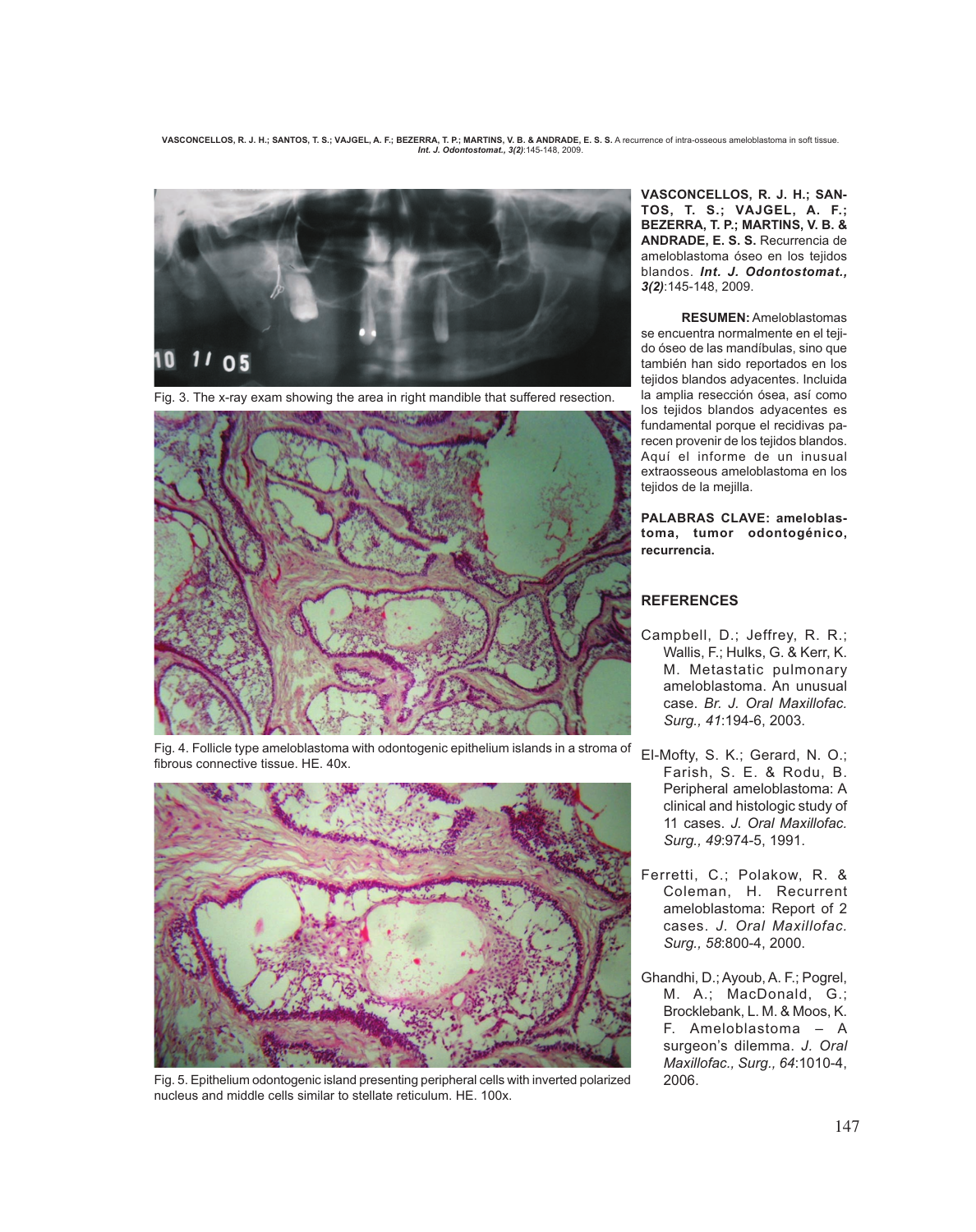Fig. 3. The x-ray exam showing the area in right mandible that suffered resection.

Fig. 4. Follicle type ameloblastoma with odontogenic epithelium islands in a stroma of fibrous connective tissue. HE. 40x.

Fig. 5. Epithelium odontogenic island presenting peripheral cells with inverted polarized nucleus and middle cells similar to stellate reticulum. HE. 100x.

**VASCONCELLOS, R. J. H.; SANTOS, T. S.; VAJGEL, A. F.; BEZERRA, T. P.; MARTINS, V. B. & ANDRADE, E. S. S.** Recurrencia de ameloblastoma óseo en los tejidos blandos. ***Int. J. Odontostomat., 3(2)***:145-148, 2009.

**RESUMEN:** Ameloblastomas se encuentra normalmente en el tejido óseo de las mandíbulas, sino que también han sido reportados en los tejidos blandos adyacentes. Incluida la amplia resección ósea, así como los tejidos blandos adyacentes es fundamental porque el recidivas parecen provenir de los tejidos blandos. Aquí el informe de un inusual extraosseous ameloblastoma en los tejidos de la mejilla.

**PALABRAS CLAVE: ameloblastoma, tumor odontogénico, recurrencia.**

## REFERENCES

Campbell, D.; Jeffrey, R. R.; Wallis, F.; Hulks, G. & Kerr, K. M. Metastatic pulmonary ameloblastoma. An unusual case. *Br. J. Oral Maxillofac. Surg., 41*:194-6, 2003.

El-Mofty, S. K.; Gerard, N. O.; Farish, S. E. & Rodu, B. Peripheral ameloblastoma: A clinical and histologic study of 11 cases. *J. Oral Maxillofac. Surg., 49*:974-5, 1991.

Ferretti, C.; Polakow, R. & Coleman, H. Recurrent ameloblastoma: Report of 2 cases. *J. Oral Maxillofac. Surg., 58*:800-4, 2000.

Ghandhi, D.; Ayoub, A. F.; Pogrel, M. A.; MacDonald, G.; Brocklebank, L. M. & Moos, K. F. Ameloblastoma – A surgeon's dilemma. *J. Oral Maxillofac., Surg., 64*:1010-4, 2006.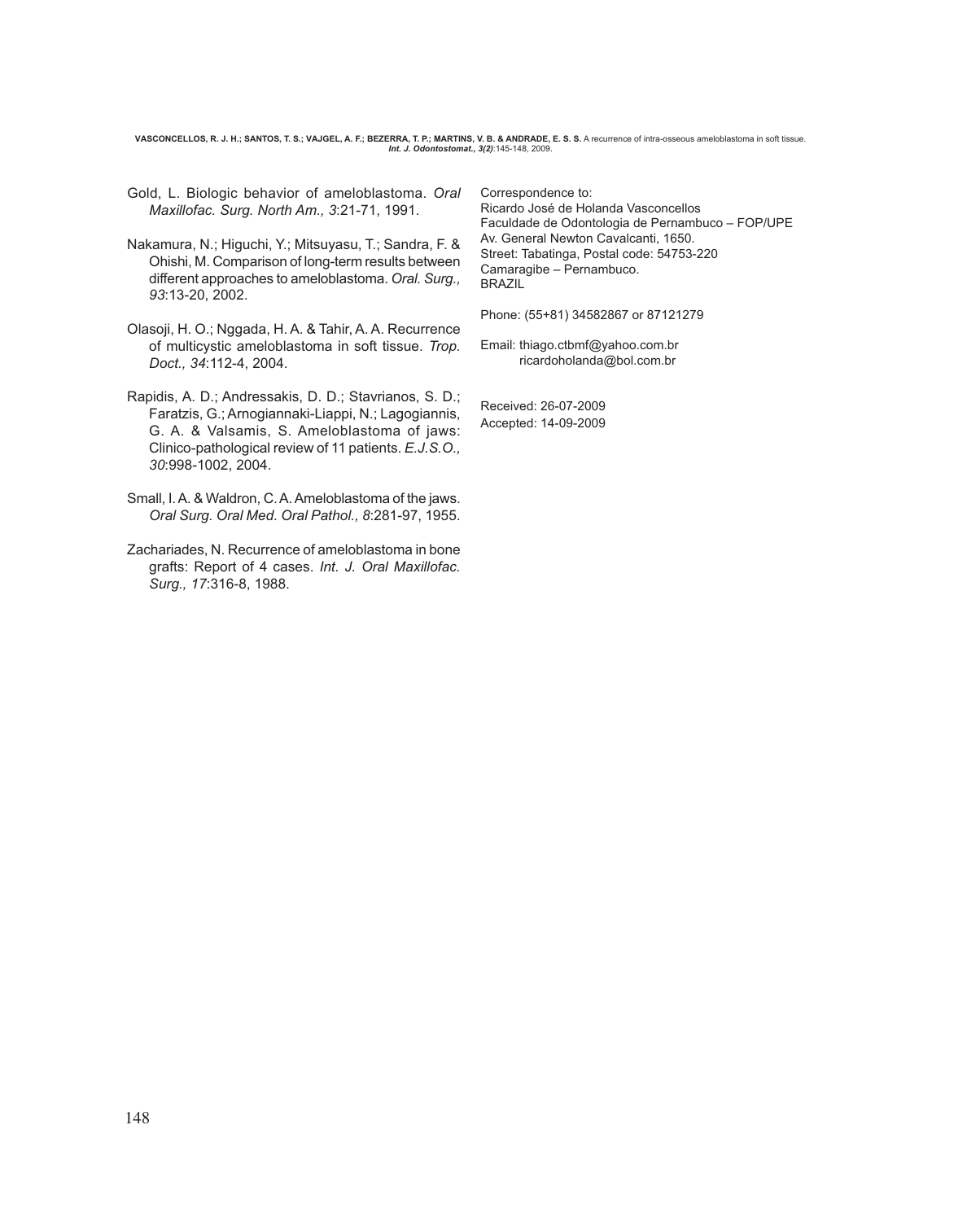Gold, L. Biologic behavior of ameloblastoma. *Oral Maxillofac. Surg. North Am., 3*:21-71, 1991.

Nakamura, N.; Higuchi, Y.; Mitsuyasu, T.; Sandra, F. & Ohishi, M. Comparison of long-term results between different approaches to ameloblastoma. *Oral. Surg., 93*:13-20, 2002.

Olasoji, H. O.; Nggada, H. A. & Tahir, A. A. Recurrence of multicystic ameloblastoma in soft tissue. *Trop. Doct., 34*:112-4, 2004.

Rapidis, A. D.; Andressakis, D. D.; Stavrianos, S. D.; Faratzis, G.; Arnogiannaki-Liappi, N.; Lagogiannis, G. A. & Valsamis, S. Ameloblastoma of jaws: Clinico-pathological review of 11 patients. *E.J.S.O., 30*:998-1002, 2004.

Small, I. A. & Waldron, C. A. Ameloblastoma of the jaws. *Oral Surg. Oral Med. Oral Pathol., 8*:281-97, 1955.

Zachariades, N. Recurrence of ameloblastoma in bone grafts: Report of 4 cases. *Int. J. Oral Maxillofac. Surg., 17*:316-8, 1988.

Correspondence to:
Ricardo José de Holanda Vasconcellos
Faculdade de Odontologia de Pernambuco – FOP/UPE
Av. General Newton Cavalcanti, 1650.
Street: Tabatinga, Postal code: 54753-220
Camaragibe – Pernambuco.
BRAZIL

Phone: (55+81) 34582867 or 87121279

Email: thiago.ctbmf@yahoo.com.br
ricardoholanda@bol.com.br

Received: 26-07-2009
Accepted: 14-09-2009